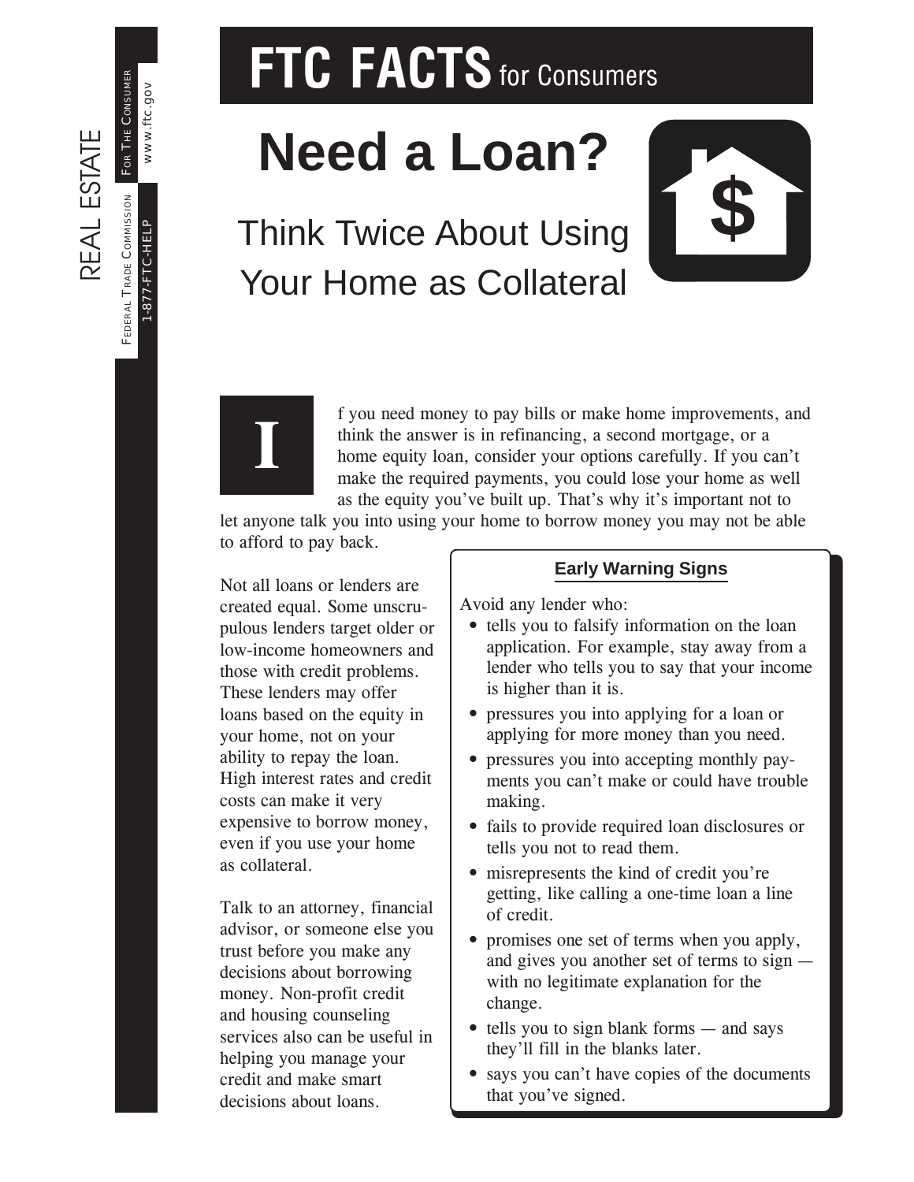# FTC FACTS for Consumers

REAL ESTATE

Federal Trade Commission | For The Consumer | 1-877-FTC-HELP | www.ftc.gov

# Need a Loan?

## Think Twice About Using Your Home as Collateral

If you need money to pay bills or make home improvements, and think the answer is in refinancing, a second mortgage, or a home equity loan, consider your options carefully. If you can't make the required payments, you could lose your home as well as the equity you've built up. That's why it's important not to let anyone talk you into using your home to borrow money you may not be able to afford to pay back.

Not all loans or lenders are created equal. Some unscrupulous lenders target older or low-income homeowners and those with credit problems. These lenders may offer loans based on the equity in your home, not on your ability to repay the loan. High interest rates and credit costs can make it very expensive to borrow money, even if you use your home as collateral.

Talk to an attorney, financial advisor, or someone else you trust before you make any decisions about borrowing money. Non-profit credit and housing counseling services also can be useful in helping you manage your credit and make smart decisions about loans.

### Early Warning Signs

Avoid any lender who:

- tells you to falsify information on the loan application. For example, stay away from a lender who tells you to say that your income is higher than it is.
- pressures you into applying for a loan or applying for more money than you need.
- pressures you into accepting monthly payments you can't make or could have trouble making.
- fails to provide required loan disclosures or tells you not to read them.
- misrepresents the kind of credit you're getting, like calling a one-time loan a line of credit.
- promises one set of terms when you apply, and gives you another set of terms to sign — with no legitimate explanation for the change.
- tells you to sign blank forms — and says they'll fill in the blanks later.
- says you can't have copies of the documents that you've signed.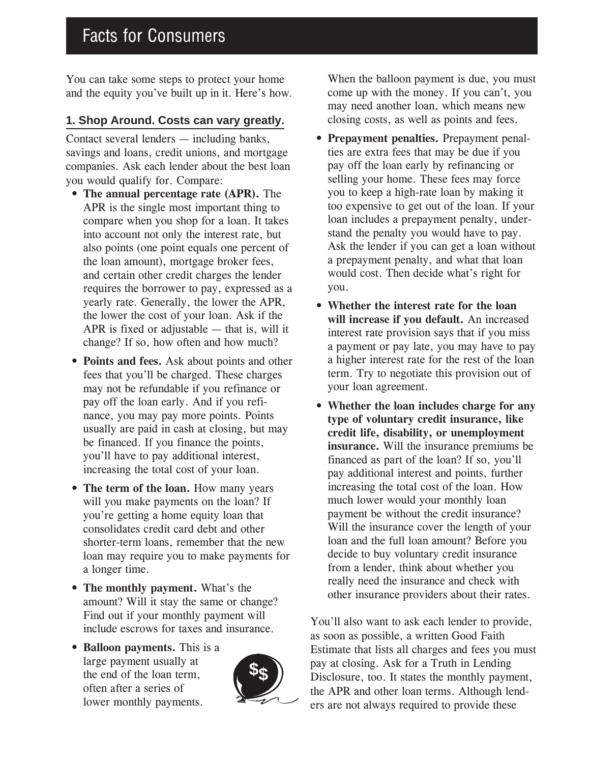You can take some steps to protect your home and the equity you've built up in it. Here's how.

### 1. Shop Around. Costs can vary greatly.

Contact several lenders — including banks, savings and loans, credit unions, and mortgage companies. Ask each lender about the best loan you would qualify for. Compare:

- **The annual percentage rate (APR).** The APR is the single most important thing to compare when you shop for a loan. It takes into account not only the interest rate, but also points (one point equals one percent of the loan amount), mortgage broker fees, and certain other credit charges the lender requires the borrower to pay, expressed as a yearly rate. Generally, the lower the APR, the lower the cost of your loan. Ask if the APR is fixed or adjustable — that is, will it change? If so, how often and how much?
- **Points and fees.** Ask about points and other fees that you'll be charged. These charges may not be refundable if you refinance or pay off the loan early. And if you refinance, you may pay more points. Points usually are paid in cash at closing, but may be financed. If you finance the points, you'll have to pay additional interest, increasing the total cost of your loan.
- **The term of the loan.** How many years will you make payments on the loan? If you're getting a home equity loan that consolidates credit card debt and other shorter-term loans, remember that the new loan may require you to make payments for a longer time.
- **The monthly payment.** What's the amount? Will it stay the same or change? Find out if your monthly payment will include escrows for taxes and insurance.
- **Balloon payments.** This is a large payment usually at the end of the loan term, often after a series of lower monthly payments. When the balloon payment is due, you must come up with the money. If you can't, you may need another loan, which means new closing costs, as well as points and fees.
- **Prepayment penalties.** Prepayment penalties are extra fees that may be due if you pay off the loan early by refinancing or selling your home. These fees may force you to keep a high-rate loan by making it too expensive to get out of the loan. If your loan includes a prepayment penalty, understand the penalty you would have to pay. Ask the lender if you can get a loan without a prepayment penalty, and what that loan would cost. Then decide what's right for you.
- **Whether the interest rate for the loan will increase if you default.** An increased interest rate provision says that if you miss a payment or pay late, you may have to pay a higher interest rate for the rest of the loan term. Try to negotiate this provision out of your loan agreement.
- **Whether the loan includes charge for any type of voluntary credit insurance, like credit life, disability, or unemployment insurance.** Will the insurance premiums be financed as part of the loan? If so, you'll pay additional interest and points, further increasing the total cost of the loan. How much lower would your monthly loan payment be without the credit insurance? Will the insurance cover the length of your loan and the full loan amount? Before you decide to buy voluntary credit insurance from a lender, think about whether you really need the insurance and check with other insurance providers about their rates.

You'll also want to ask each lender to provide, as soon as possible, a written Good Faith Estimate that lists all charges and fees you must pay at closing. Ask for a Truth in Lending Disclosure, too. It states the monthly payment, the APR and other loan terms. Although lenders are not always required to provide these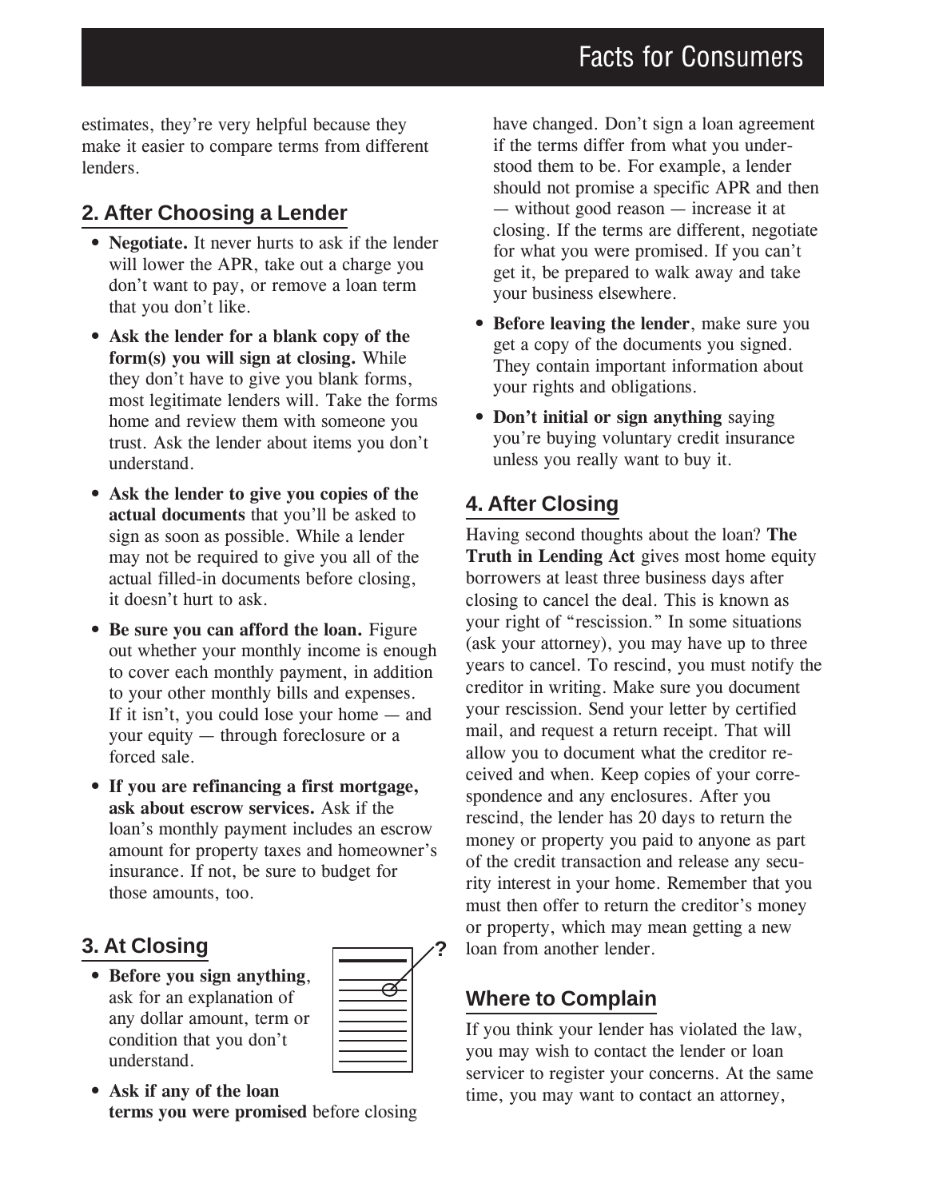estimates, they're very helpful because they make it easier to compare terms from different lenders.

## 2. After Choosing a Lender

- **Negotiate.** It never hurts to ask if the lender will lower the APR, take out a charge you don't want to pay, or remove a loan term that you don't like.
- **Ask the lender for a blank copy of the form(s) you will sign at closing.** While they don't have to give you blank forms, most legitimate lenders will. Take the forms home and review them with someone you trust. Ask the lender about items you don't understand.
- **Ask the lender to give you copies of the actual documents** that you'll be asked to sign as soon as possible. While a lender may not be required to give you all of the actual filled-in documents before closing, it doesn't hurt to ask.
- **Be sure you can afford the loan.** Figure out whether your monthly income is enough to cover each monthly payment, in addition to your other monthly bills and expenses. If it isn't, you could lose your home — and your equity — through foreclosure or a forced sale.
- **If you are refinancing a first mortgage, ask about escrow services.** Ask if the loan's monthly payment includes an escrow amount for property taxes and homeowner's insurance. If not, be sure to budget for those amounts, too.

## 3. At Closing

- **Before you sign anything**, ask for an explanation of any dollar amount, term or condition that you don't understand.
- **Ask if any of the loan terms you were promised** before closing have changed. Don't sign a loan agreement if the terms differ from what you understood them to be. For example, a lender should not promise a specific APR and then — without good reason — increase it at closing. If the terms are different, negotiate for what you were promised. If you can't get it, be prepared to walk away and take your business elsewhere.
- **Before leaving the lender**, make sure you get a copy of the documents you signed. They contain important information about your rights and obligations.
- **Don't initial or sign anything** saying you're buying voluntary credit insurance unless you really want to buy it.

## 4. After Closing

Having second thoughts about the loan? **The Truth in Lending Act** gives most home equity borrowers at least three business days after closing to cancel the deal. This is known as your right of "rescission." In some situations (ask your attorney), you may have up to three years to cancel. To rescind, you must notify the creditor in writing. Make sure you document your rescission. Send your letter by certified mail, and request a return receipt. That will allow you to document what the creditor received and when. Keep copies of your correspondence and any enclosures. After you rescind, the lender has 20 days to return the money or property you paid to anyone as part of the credit transaction and release any security interest in your home. Remember that you must then offer to return the creditor's money or property, which may mean getting a new loan from another lender.

## Where to Complain

If you think your lender has violated the law, you may wish to contact the lender or loan servicer to register your concerns. At the same time, you may want to contact an attorney,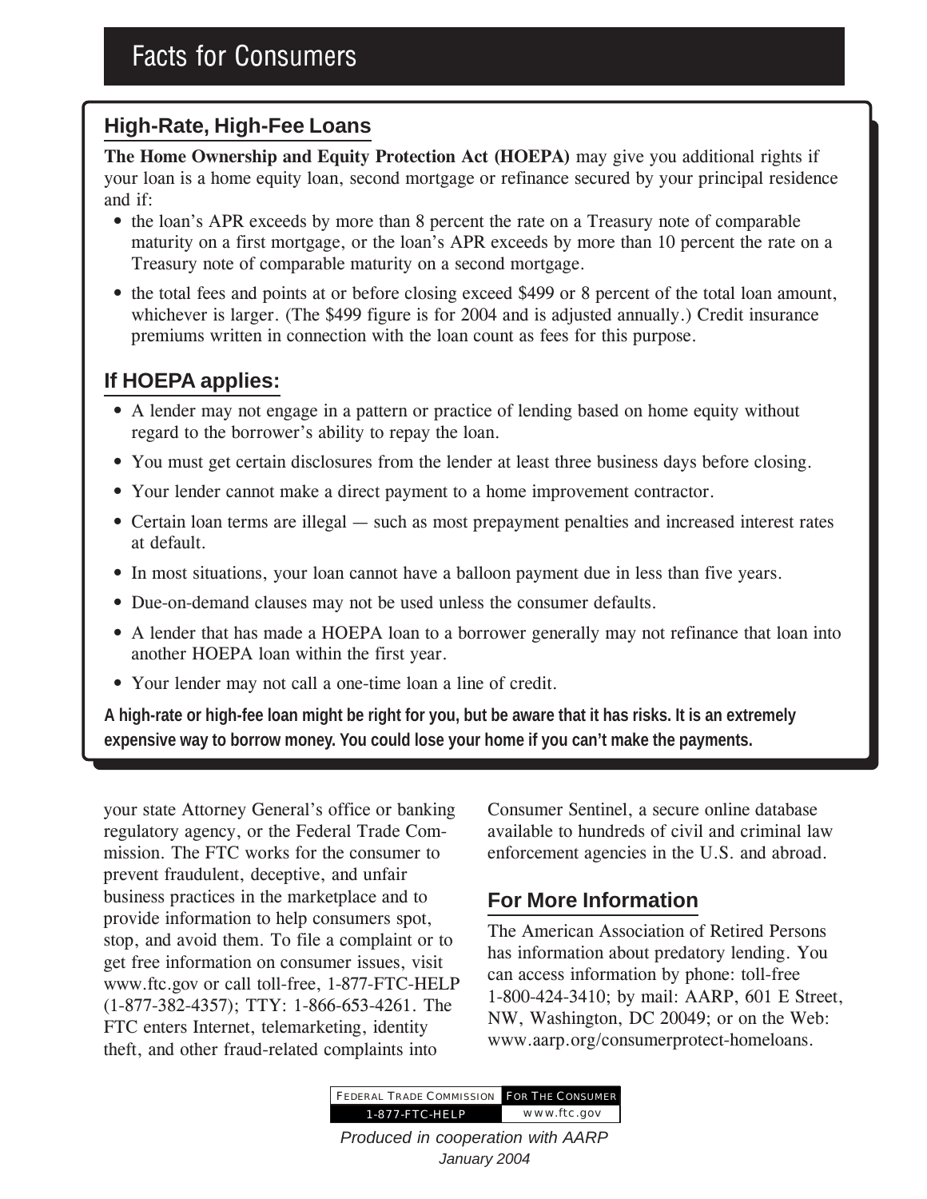## High-Rate, High-Fee Loans

**The Home Ownership and Equity Protection Act (HOEPA)** may give you additional rights if your loan is a home equity loan, second mortgage or refinance secured by your principal residence and if:

- the loan's APR exceeds by more than 8 percent the rate on a Treasury note of comparable maturity on a first mortgage, or the loan's APR exceeds by more than 10 percent the rate on a Treasury note of comparable maturity on a second mortgage.
- the total fees and points at or before closing exceed $499 or 8 percent of the total loan amount, whichever is larger. (The $499 figure is for 2004 and is adjusted annually.) Credit insurance premiums written in connection with the loan count as fees for this purpose.

## If HOEPA applies:

- A lender may not engage in a pattern or practice of lending based on home equity without regard to the borrower's ability to repay the loan.
- You must get certain disclosures from the lender at least three business days before closing.
- Your lender cannot make a direct payment to a home improvement contractor.
- Certain loan terms are illegal — such as most prepayment penalties and increased interest rates at default.
- In most situations, your loan cannot have a balloon payment due in less than five years.
- Due-on-demand clauses may not be used unless the consumer defaults.
- A lender that has made a HOEPA loan to a borrower generally may not refinance that loan into another HOEPA loan within the first year.
- Your lender may not call a one-time loan a line of credit.

**A high-rate or high-fee loan might be right for you, but be aware that it has risks. It is an extremely expensive way to borrow money. You could lose your home if you can't make the payments.**

your state Attorney General's office or banking regulatory agency, or the Federal Trade Commission. The FTC works for the consumer to prevent fraudulent, deceptive, and unfair business practices in the marketplace and to provide information to help consumers spot, stop, and avoid them. To file a complaint or to get free information on consumer issues, visit www.ftc.gov or call toll-free, 1-877-FTC-HELP (1-877-382-4357); TTY: 1-866-653-4261. The FTC enters Internet, telemarketing, identity theft, and other fraud-related complaints into Consumer Sentinel, a secure online database available to hundreds of civil and criminal law enforcement agencies in the U.S. and abroad.

## For More Information

The American Association of Retired Persons has information about predatory lending. You can access information by phone: toll-free 1-800-424-3410; by mail: AARP, 601 E Street, NW, Washington, DC 20049; or on the Web: www.aarp.org/consumerprotect-homeloans.

FEDERAL TRADE COMMISSION | FOR THE CONSUMER
1-877-FTC-HELP | www.ftc.gov

*Produced in cooperation with AARP*

*January 2004*